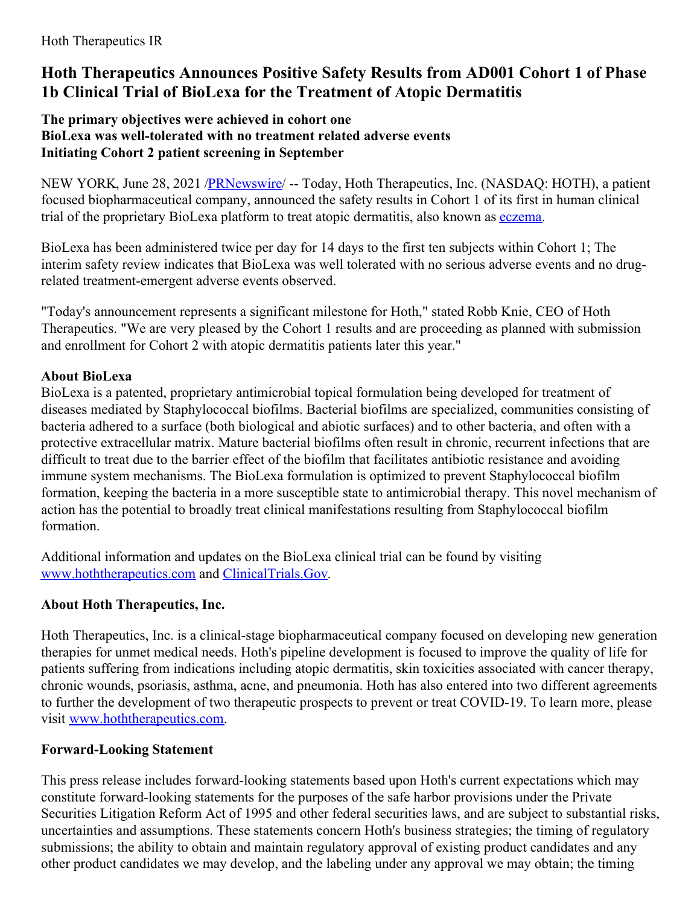Hoth Therapeutics IR

# Hoth Therapeutics Announces Positive Safety Results from AD001 Cohort 1 of Phase 1b Clinical Trial of BioLexa for the Treatment of Atopic Dermatitis

**The primary objectives were achieved in cohort one**
**BioLexa was well-tolerated with no treatment related adverse events**
**Initiating Cohort 2 patient screening in September**

NEW YORK, June 28, 2021 /PRNewswire/ -- Today, Hoth Therapeutics, Inc. (NASDAQ: HOTH), a patient focused biopharmaceutical company, announced the safety results in Cohort 1 of its first in human clinical trial of the proprietary BioLexa platform to treat atopic dermatitis, also known as eczema.

BioLexa has been administered twice per day for 14 days to the first ten subjects within Cohort 1; The interim safety review indicates that BioLexa was well tolerated with no serious adverse events and no drug-related treatment-emergent adverse events observed.

"Today's announcement represents a significant milestone for Hoth," stated Robb Knie, CEO of Hoth Therapeutics. "We are very pleased by the Cohort 1 results and are proceeding as planned with submission and enrollment for Cohort 2 with atopic dermatitis patients later this year."

**About BioLexa**
BioLexa is a patented, proprietary antimicrobial topical formulation being developed for treatment of diseases mediated by Staphylococcal biofilms. Bacterial biofilms are specialized, communities consisting of bacteria adhered to a surface (both biological and abiotic surfaces) and to other bacteria, and often with a protective extracellular matrix. Mature bacterial biofilms often result in chronic, recurrent infections that are difficult to treat due to the barrier effect of the biofilm that facilitates antibiotic resistance and avoiding immune system mechanisms. The BioLexa formulation is optimized to prevent Staphylococcal biofilm formation, keeping the bacteria in a more susceptible state to antimicrobial therapy. This novel mechanism of action has the potential to broadly treat clinical manifestations resulting from Staphylococcal biofilm formation.

Additional information and updates on the BioLexa clinical trial can be found by visiting www.hoththerapeutics.com and ClinicalTrials.Gov.

**About Hoth Therapeutics, Inc.**

Hoth Therapeutics, Inc. is a clinical-stage biopharmaceutical company focused on developing new generation therapies for unmet medical needs. Hoth's pipeline development is focused to improve the quality of life for patients suffering from indications including atopic dermatitis, skin toxicities associated with cancer therapy, chronic wounds, psoriasis, asthma, acne, and pneumonia. Hoth has also entered into two different agreements to further the development of two therapeutic prospects to prevent or treat COVID-19. To learn more, please visit www.hoththerapeutics.com.

**Forward-Looking Statement**

This press release includes forward-looking statements based upon Hoth's current expectations which may constitute forward-looking statements for the purposes of the safe harbor provisions under the Private Securities Litigation Reform Act of 1995 and other federal securities laws, and are subject to substantial risks, uncertainties and assumptions. These statements concern Hoth's business strategies; the timing of regulatory submissions; the ability to obtain and maintain regulatory approval of existing product candidates and any other product candidates we may develop, and the labeling under any approval we may obtain; the timing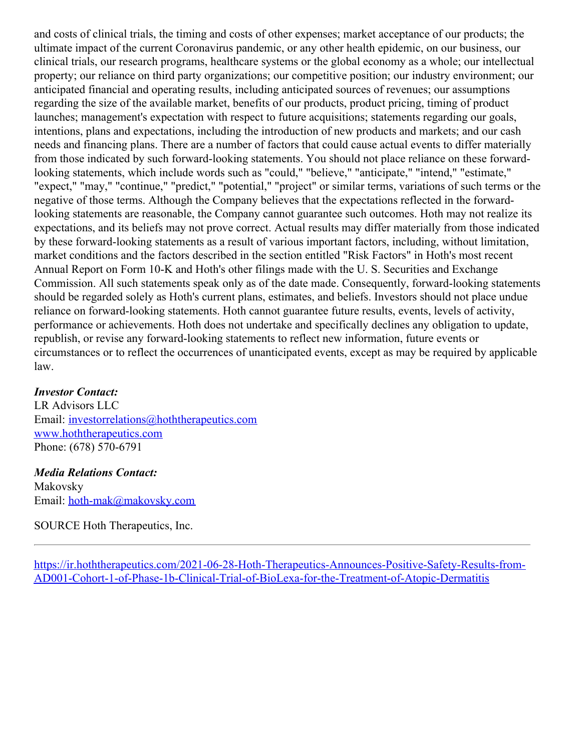and costs of clinical trials, the timing and costs of other expenses; market acceptance of our products; the ultimate impact of the current Coronavirus pandemic, or any other health epidemic, on our business, our clinical trials, our research programs, healthcare systems or the global economy as a whole; our intellectual property; our reliance on third party organizations; our competitive position; our industry environment; our anticipated financial and operating results, including anticipated sources of revenues; our assumptions regarding the size of the available market, benefits of our products, product pricing, timing of product launches; management's expectation with respect to future acquisitions; statements regarding our goals, intentions, plans and expectations, including the introduction of new products and markets; and our cash needs and financing plans. There are a number of factors that could cause actual events to differ materially from those indicated by such forward-looking statements. You should not place reliance on these forward-looking statements, which include words such as "could," "believe," "anticipate," "intend," "estimate," "expect," "may," "continue," "predict," "potential," "project" or similar terms, variations of such terms or the negative of those terms. Although the Company believes that the expectations reflected in the forward-looking statements are reasonable, the Company cannot guarantee such outcomes. Hoth may not realize its expectations, and its beliefs may not prove correct. Actual results may differ materially from those indicated by these forward-looking statements as a result of various important factors, including, without limitation, market conditions and the factors described in the section entitled "Risk Factors" in Hoth's most recent Annual Report on Form 10-K and Hoth's other filings made with the U. S. Securities and Exchange Commission. All such statements speak only as of the date made. Consequently, forward-looking statements should be regarded solely as Hoth's current plans, estimates, and beliefs. Investors should not place undue reliance on forward-looking statements. Hoth cannot guarantee future results, events, levels of activity, performance or achievements. Hoth does not undertake and specifically declines any obligation to update, republish, or revise any forward-looking statements to reflect new information, future events or circumstances or to reflect the occurrences of unanticipated events, except as may be required by applicable law.

***Investor Contact:***
LR Advisors LLC
Email: investorrelations@hoththerapeutics.com
www.hoththerapeutics.com
Phone: (678) 570-6791

***Media Relations Contact:***
Makovsky
Email: hoth-mak@makovsky.com

SOURCE Hoth Therapeutics, Inc.

---

https://ir.hoththerapeutics.com/2021-06-28-Hoth-Therapeutics-Announces-Positive-Safety-Results-from-AD001-Cohort-1-of-Phase-1b-Clinical-Trial-of-BioLexa-for-the-Treatment-of-Atopic-Dermatitis